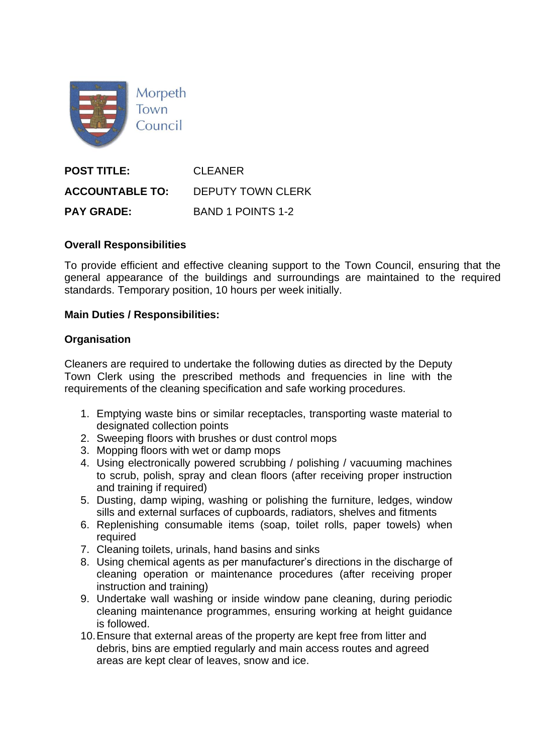Morpeth Town Council

| | |
|---|---|
| **POST TITLE:** | CLEANER |
| **ACCOUNTABLE TO:** | DEPUTY TOWN CLERK |
| **PAY GRADE:** | BAND 1 POINTS 1-2 |

**Overall Responsibilities**

To provide efficient and effective cleaning support to the Town Council, ensuring that the general appearance of the buildings and surroundings are maintained to the required standards. Temporary position, 10 hours per week initially.

**Main Duties / Responsibilities:**

**Organisation**

Cleaners are required to undertake the following duties as directed by the Deputy Town Clerk using the prescribed methods and frequencies in line with the requirements of the cleaning specification and safe working procedures.

1. Emptying waste bins or similar receptacles, transporting waste material to designated collection points
2. Sweeping floors with brushes or dust control mops
3. Mopping floors with wet or damp mops
4. Using electronically powered scrubbing / polishing / vacuuming machines to scrub, polish, spray and clean floors (after receiving proper instruction and training if required)
5. Dusting, damp wiping, washing or polishing the furniture, ledges, window sills and external surfaces of cupboards, radiators, shelves and fitments
6. Replenishing consumable items (soap, toilet rolls, paper towels) when required
7. Cleaning toilets, urinals, hand basins and sinks
8. Using chemical agents as per manufacturer's directions in the discharge of cleaning operation or maintenance procedures (after receiving proper instruction and training)
9. Undertake wall washing or inside window pane cleaning, during periodic cleaning maintenance programmes, ensuring working at height guidance is followed.
10. Ensure that external areas of the property are kept free from litter and debris, bins are emptied regularly and main access routes and agreed areas are kept clear of leaves, snow and ice.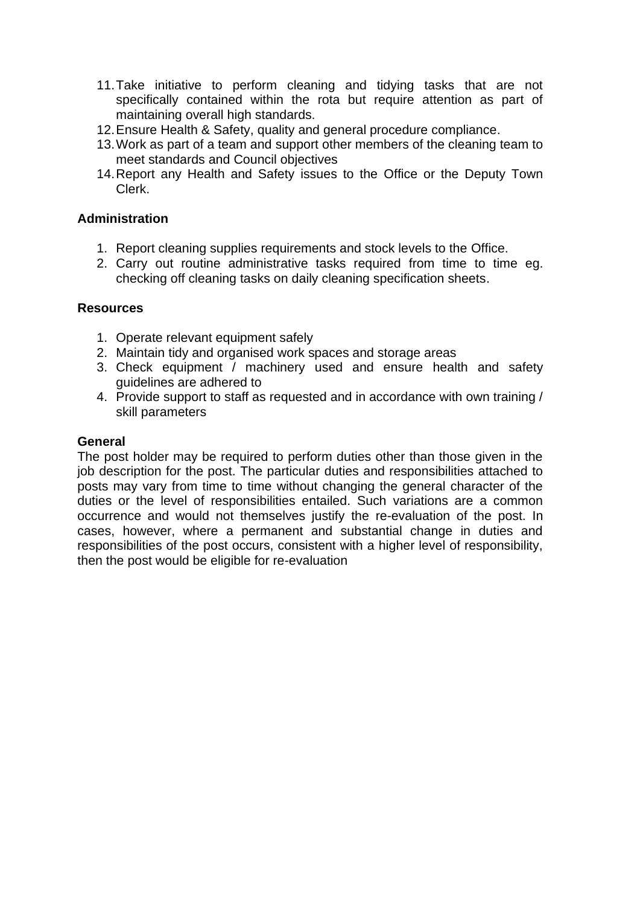11. Take initiative to perform cleaning and tidying tasks that are not specifically contained within the rota but require attention as part of maintaining overall high standards.
12. Ensure Health & Safety, quality and general procedure compliance.
13. Work as part of a team and support other members of the cleaning team to meet standards and Council objectives
14. Report any Health and Safety issues to the Office or the Deputy Town Clerk.

**Administration**

1. Report cleaning supplies requirements and stock levels to the Office.
2. Carry out routine administrative tasks required from time to time eg. checking off cleaning tasks on daily cleaning specification sheets.

**Resources**

1. Operate relevant equipment safely
2. Maintain tidy and organised work spaces and storage areas
3. Check equipment / machinery used and ensure health and safety guidelines are adhered to
4. Provide support to staff as requested and in accordance with own training / skill parameters

**General**

The post holder may be required to perform duties other than those given in the job description for the post. The particular duties and responsibilities attached to posts may vary from time to time without changing the general character of the duties or the level of responsibilities entailed. Such variations are a common occurrence and would not themselves justify the re-evaluation of the post. In cases, however, where a permanent and substantial change in duties and responsibilities of the post occurs, consistent with a higher level of responsibility, then the post would be eligible for re-evaluation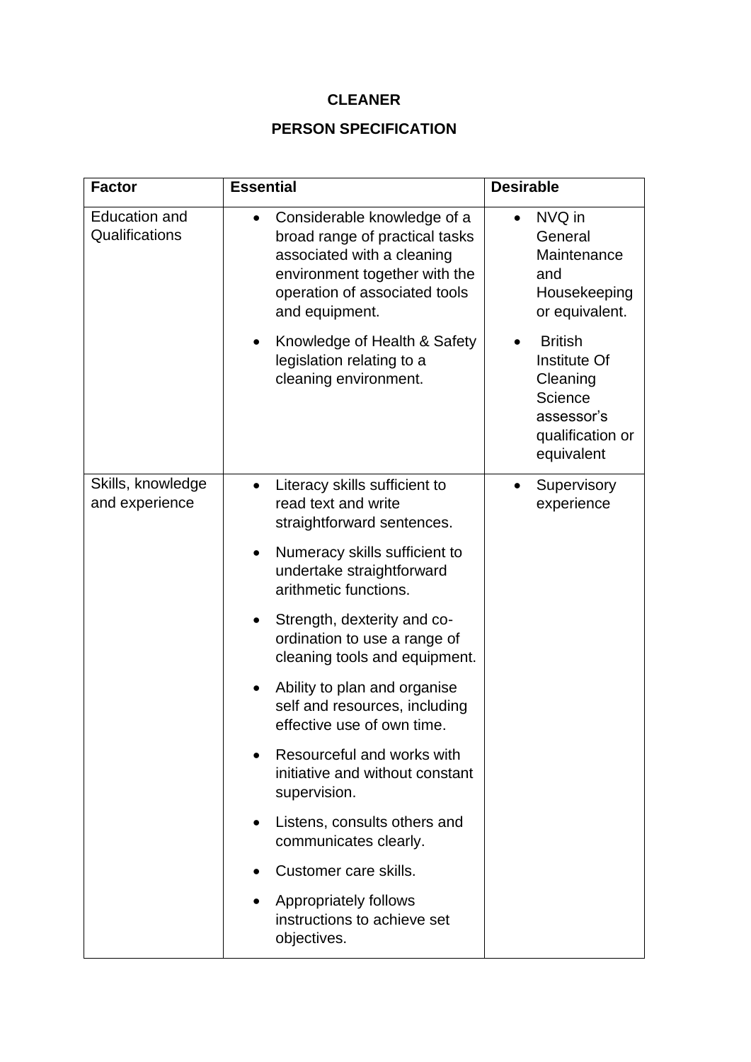**CLEANER**

**PERSON SPECIFICATION**

| **Factor** | **Essential** | **Desirable** |
|---|---|---|
| Education and Qualifications | • Considerable knowledge of a broad range of practical tasks associated with a cleaning environment together with the operation of associated tools and equipment.<br>• Knowledge of Health & Safety legislation relating to a cleaning environment. | • NVQ in General Maintenance and Housekeeping or equivalent.<br>• British Institute Of Cleaning Science assessor's qualification or equivalent |
| Skills, knowledge and experience | • Literacy skills sufficient to read text and write straightforward sentences.<br>• Numeracy skills sufficient to undertake straightforward arithmetic functions.<br>• Strength, dexterity and co-ordination to use a range of cleaning tools and equipment.<br>• Ability to plan and organise self and resources, including effective use of own time.<br>• Resourceful and works with initiative and without constant supervision.<br>• Listens, consults others and communicates clearly.<br>• Customer care skills.<br>• Appropriately follows instructions to achieve set objectives. | • Supervisory experience |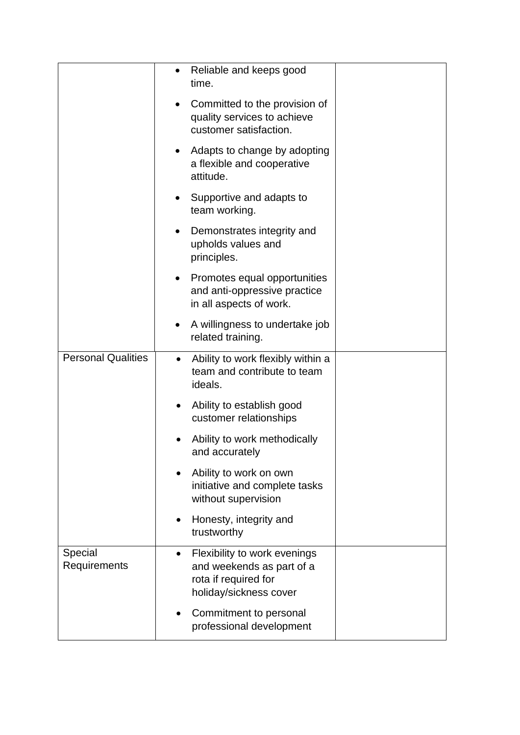| | | |
|---|---|---|
| | • Reliable and keeps good time.<br>• Committed to the provision of quality services to achieve customer satisfaction.<br>• Adapts to change by adopting a flexible and cooperative attitude.<br>• Supportive and adapts to team working.<br>• Demonstrates integrity and upholds values and principles.<br>• Promotes equal opportunities and anti-oppressive practice in all aspects of work.<br>• A willingness to undertake job related training. | |
| Personal Qualities | • Ability to work flexibly within a team and contribute to team ideals.<br>• Ability to establish good customer relationships<br>• Ability to work methodically and accurately<br>• Ability to work on own initiative and complete tasks without supervision<br>• Honesty, integrity and trustworthy | |
| Special Requirements | • Flexibility to work evenings and weekends as part of a rota if required for holiday/sickness cover<br>• Commitment to personal professional development | |